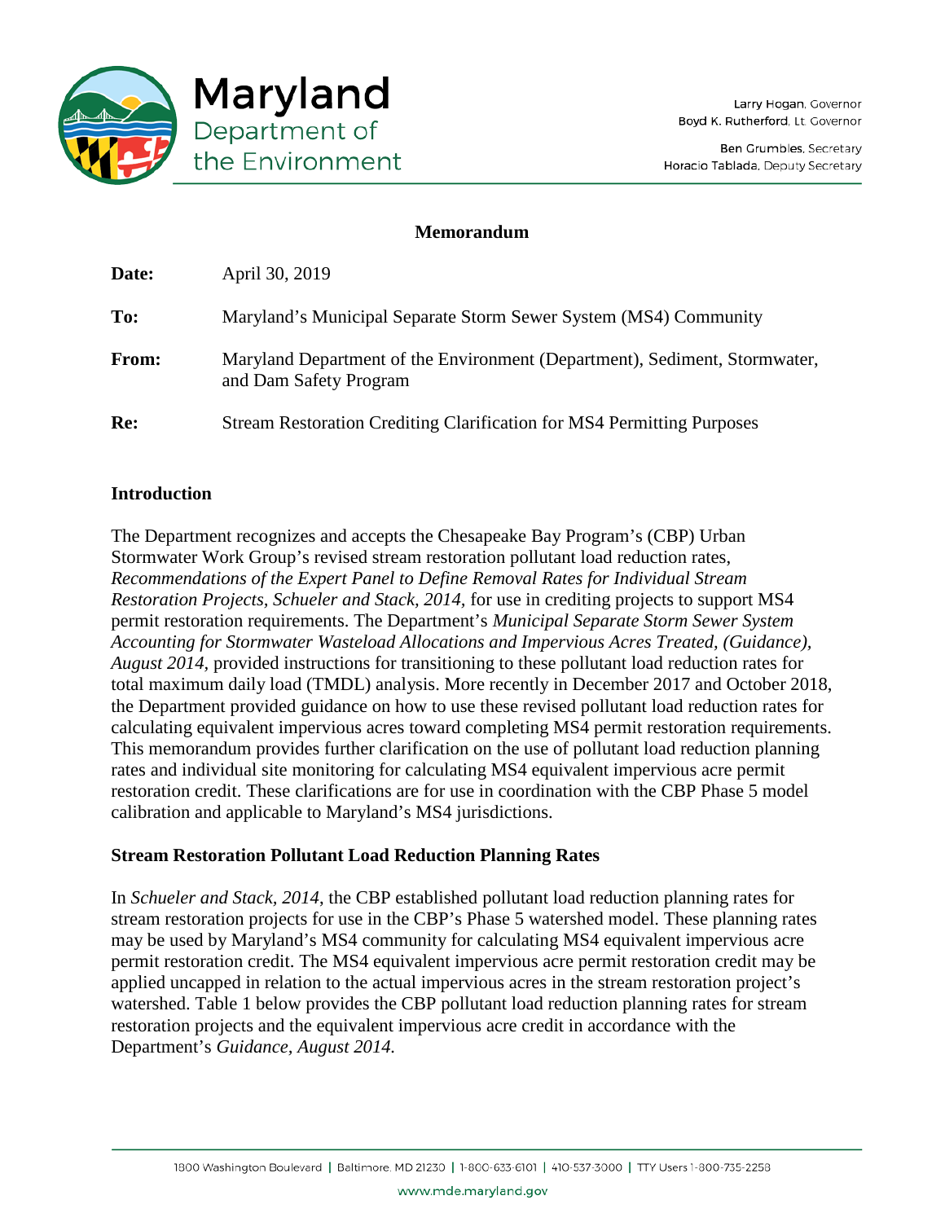# Maryland Department of the Environment

Larry Hogan, Governor
Boyd K. Rutherford, Lt. Governor

Ben Grumbles, Secretary
Horacio Tablada, Deputy Secretary

## Memorandum

**Date:** April 30, 2019

**To:** Maryland's Municipal Separate Storm Sewer System (MS4) Community

**From:** Maryland Department of the Environment (Department), Sediment, Stormwater, and Dam Safety Program

**Re:** Stream Restoration Crediting Clarification for MS4 Permitting Purposes

### Introduction

The Department recognizes and accepts the Chesapeake Bay Program's (CBP) Urban Stormwater Work Group's revised stream restoration pollutant load reduction rates, *Recommendations of the Expert Panel to Define Removal Rates for Individual Stream Restoration Projects, Schueler and Stack, 2014,* for use in crediting projects to support MS4 permit restoration requirements. The Department's *Municipal Separate Storm Sewer System Accounting for Stormwater Wasteload Allocations and Impervious Acres Treated, (Guidance), August 2014,* provided instructions for transitioning to these pollutant load reduction rates for total maximum daily load (TMDL) analysis. More recently in December 2017 and October 2018, the Department provided guidance on how to use these revised pollutant load reduction rates for calculating equivalent impervious acres toward completing MS4 permit restoration requirements. This memorandum provides further clarification on the use of pollutant load reduction planning rates and individual site monitoring for calculating MS4 equivalent impervious acre permit restoration credit. These clarifications are for use in coordination with the CBP Phase 5 model calibration and applicable to Maryland's MS4 jurisdictions.

### Stream Restoration Pollutant Load Reduction Planning Rates

In *Schueler and Stack, 2014*, the CBP established pollutant load reduction planning rates for stream restoration projects for use in the CBP's Phase 5 watershed model. These planning rates may be used by Maryland's MS4 community for calculating MS4 equivalent impervious acre permit restoration credit. The MS4 equivalent impervious acre permit restoration credit may be applied uncapped in relation to the actual impervious acres in the stream restoration project's watershed. Table 1 below provides the CBP pollutant load reduction planning rates for stream restoration projects and the equivalent impervious acre credit in accordance with the Department's *Guidance, August 2014.*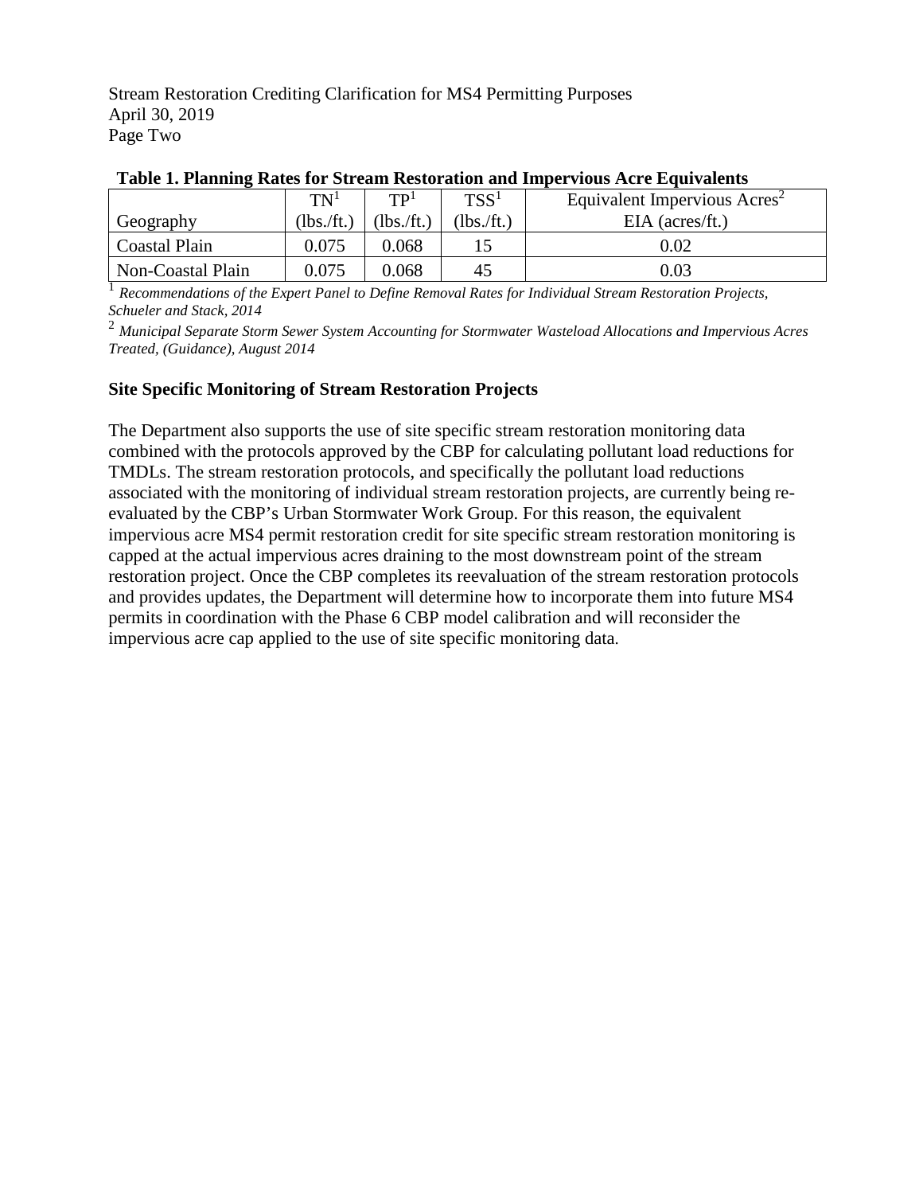**Table 1. Planning Rates for Stream Restoration and Impervious Acre Equivalents**

| Geography | TN[1] (lbs./ft.) | TP[1] (lbs./ft.) | TSS[1] (lbs./ft.) | Equivalent Impervious Acres[2] EIA (acres/ft.) |
|---|---|---|---|---|
| Coastal Plain | 0.075 | 0.068 | 15 | 0.02 |
| Non-Coastal Plain | 0.075 | 0.068 | 45 | 0.03 |

[1] *Recommendations of the Expert Panel to Define Removal Rates for Individual Stream Restoration Projects, Schueler and Stack, 2014*

[2] *Municipal Separate Storm Sewer System Accounting for Stormwater Wasteload Allocations and Impervious Acres Treated, (Guidance), August 2014*

### Site Specific Monitoring of Stream Restoration Projects

The Department also supports the use of site specific stream restoration monitoring data combined with the protocols approved by the CBP for calculating pollutant load reductions for TMDLs. The stream restoration protocols, and specifically the pollutant load reductions associated with the monitoring of individual stream restoration projects, are currently being re-evaluated by the CBP's Urban Stormwater Work Group. For this reason, the equivalent impervious acre MS4 permit restoration credit for site specific stream restoration monitoring is capped at the actual impervious acres draining to the most downstream point of the stream restoration project. Once the CBP completes its reevaluation of the stream restoration protocols and provides updates, the Department will determine how to incorporate them into future MS4 permits in coordination with the Phase 6 CBP model calibration and will reconsider the impervious acre cap applied to the use of site specific monitoring data.